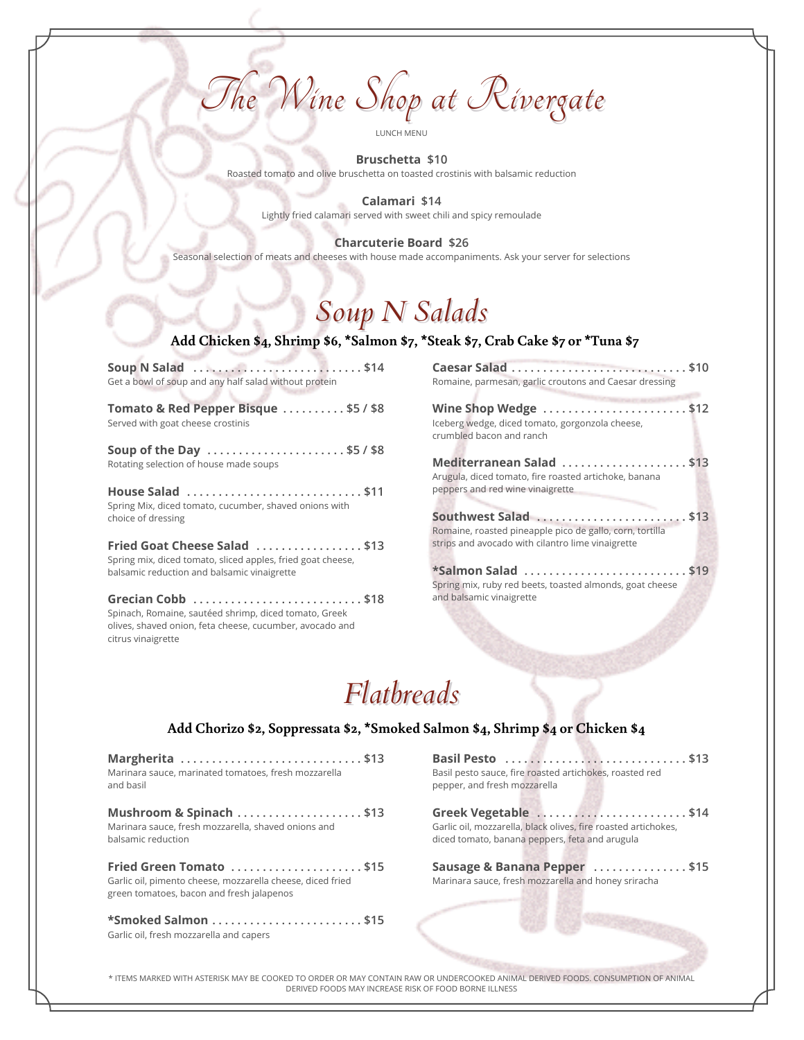# The Wine Shop at Rivergate

LUNCH MENU

**Bruschetta** $10
Roasted tomato and olive bruschetta on toasted crostinis with balsamic reduction

**Calamari** $14
Lightly fried calamari served with sweet chili and spicy remoulade

**Charcuterie Board** $26
Seasonal selection of meats and cheeses with house made accompaniments. Ask your server for selections

## Soup N Salads

**Add Chicken $4, Shrimp $6, *Salmon $7, *Steak $7, Crab Cake $7 or *Tuna $7**

**Soup N Salad** .......................... $14
Get a bowl of soup and any half salad without protein

**Tomato & Red Pepper Bisque** .......... $5 / $8
Served with goat cheese crostinis

**Soup of the Day** ...................... $5 / $8
Rotating selection of house made soups

**House Salad** ............................ $11
Spring Mix, diced tomato, cucumber, shaved onions with choice of dressing

**Fried Goat Cheese Salad** ................. $13
Spring mix, diced tomato, sliced apples, fried goat cheese, balsamic reduction and balsamic vinaigrette

**Grecian Cobb** ........................... $18
Spinach, Romaine, sautéed shrimp, diced tomato, Greek olives, shaved onion, feta cheese, cucumber, avocado and citrus vinaigrette

**Caesar Salad** ............................ $10
Romaine, parmesan, garlic croutons and Caesar dressing

**Wine Shop Wedge** ....................... $12
Iceberg wedge, diced tomato, gorgonzola cheese, crumbled bacon and ranch

**Mediterranean Salad** .................... $13
Arugula, diced tomato, fire roasted artichoke, banana peppers and red wine vinaigrette

**Southwest Salad** ........................ $13
Romaine, roasted pineapple pico de gallo, corn, tortilla strips and avocado with cilantro lime vinaigrette

***Salmon Salad** .......................... $19
Spring mix, ruby red beets, toasted almonds, goat cheese and balsamic vinaigrette

## Flatbreads

**Add Chorizo $2, Soppressata $2, *Smoked Salmon $4, Shrimp $4 or Chicken $4**

**Margherita** ............................. $13
Marinara sauce, marinated tomatoes, fresh mozzarella and basil

**Mushroom & Spinach** .................... $13
Marinara sauce, fresh mozzarella, shaved onions and balsamic reduction

**Fried Green Tomato** ..................... $15
Garlic oil, pimento cheese, mozzarella cheese, diced fried green tomatoes, bacon and fresh jalapenos

***Smoked Salmon** ........................ $15
Garlic oil, fresh mozzarella and capers

**Basil Pesto** ............................. $13
Basil pesto sauce, fire roasted artichokes, roasted red pepper, and fresh mozzarella

**Greek Vegetable** ........................ $14
Garlic oil, mozzarella, black olives, fire roasted artichokes, diced tomato, banana peppers, feta and arugula

**Sausage & Banana Pepper** ............... $15
Marinara sauce, fresh mozzarella and honey sriracha

\* ITEMS MARKED WITH ASTERISK MAY BE COOKED TO ORDER OR MAY CONTAIN RAW OR UNDERCOOKED ANIMAL DERIVED FOODS. CONSUMPTION OF ANIMAL DERIVED FOODS MAY INCREASE RISK OF FOOD BORNE ILLNESS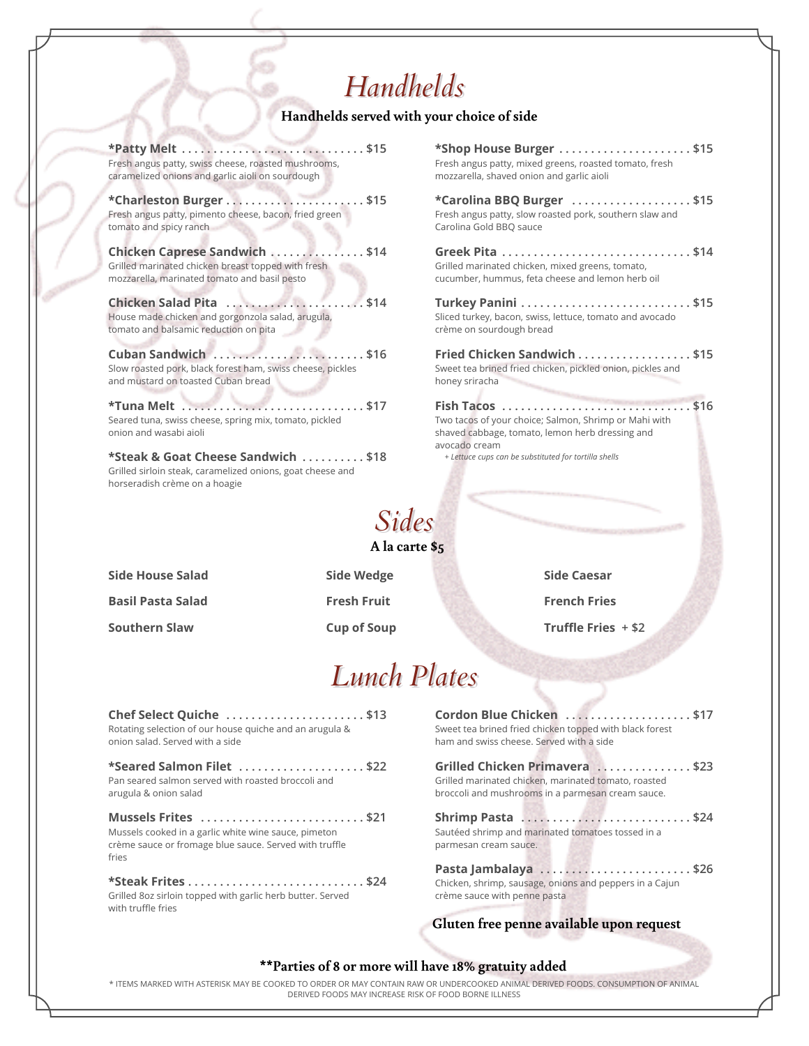# *Handhelds*

**Handhelds served with your choice of side**

**\*Patty Melt** . . . . . . . . . . . . . . . . . . . . . . . . . . . . . $15
Fresh angus patty, swiss cheese, roasted mushrooms, caramelized onions and garlic aioli on sourdough

**\*Charleston Burger** . . . . . . . . . . . . . . . . . . . . . . $15
Fresh angus patty, pimento cheese, bacon, fried green tomato and spicy ranch

**Chicken Caprese Sandwich** . . . . . . . . . . . . . . . $14
Grilled marinated chicken breast topped with fresh mozzarella, marinated tomato and basil pesto

**Chicken Salad Pita** . . . . . . . . . . . . . . . . . . . . . . $14
House made chicken and gorgonzola salad, arugula, tomato and balsamic reduction on pita

**Cuban Sandwich** . . . . . . . . . . . . . . . . . . . . . . . . $16
Slow roasted pork, black forest ham, swiss cheese, pickles and mustard on toasted Cuban bread

**\*Tuna Melt** . . . . . . . . . . . . . . . . . . . . . . . . . . . . . $17
Seared tuna, swiss cheese, spring mix, tomato, pickled onion and wasabi aioli

**\*Steak & Goat Cheese Sandwich** . . . . . . . . . . $18
Grilled sirloin steak, caramelized onions, goat cheese and horseradish crème on a hoagie

**\*Shop House Burger** . . . . . . . . . . . . . . . . . . . . . $15
Fresh angus patty, mixed greens, roasted tomato, fresh mozzarella, shaved onion and garlic aioli

**\*Carolina BBQ Burger** . . . . . . . . . . . . . . . . . . . $15
Fresh angus patty, slow roasted pork, southern slaw and Carolina Gold BBQ sauce

**Greek Pita** . . . . . . . . . . . . . . . . . . . . . . . . . . . . . . $14
Grilled marinated chicken, mixed greens, tomato, cucumber, hummus, feta cheese and lemon herb oil

**Turkey Panini** . . . . . . . . . . . . . . . . . . . . . . . . . . . $15
Sliced turkey, bacon, swiss, lettuce, tomato and avocado crème on sourdough bread

**Fried Chicken Sandwich** . . . . . . . . . . . . . . . . . . $15
Sweet tea brined fried chicken, pickled onion, pickles and honey sriracha

**Fish Tacos** . . . . . . . . . . . . . . . . . . . . . . . . . . . . . . $16
Two tacos of your choice; Salmon, Shrimp or Mahi with shaved cabbage, tomato, lemon herb dressing and avocado cream
*+ Lettuce cups can be substituted for tortilla shells*

# *Sides*

**A la carte $5**

**Side House Salad**

**Basil Pasta Salad**

**Southern Slaw**

**Side Wedge**

**Fresh Fruit**

**Cup of Soup**

**Side Caesar**

**French Fries**

**Truffle Fries** + $2

# *Lunch Plates*

**Chef Select Quiche** . . . . . . . . . . . . . . . . . . . . . . $13
Rotating selection of our house quiche and an arugula & onion salad. Served with a side

**\*Seared Salmon Filet** . . . . . . . . . . . . . . . . . . . . $22
Pan seared salmon served with roasted broccoli and arugula & onion salad

**Mussels Frites** . . . . . . . . . . . . . . . . . . . . . . . . . . $21
Mussels cooked in a garlic white wine sauce, pimeton crème sauce or fromage blue sauce. Served with truffle fries

**\*Steak Frites** . . . . . . . . . . . . . . . . . . . . . . . . . . . . $24
Grilled 8oz sirloin topped with garlic herb butter. Served with truffle fries

**Cordon Blue Chicken** . . . . . . . . . . . . . . . . . . . . $17
Sweet tea brined fried chicken topped with black forest ham and swiss cheese. Served with a side

**Grilled Chicken Primavera** . . . . . . . . . . . . . . . $23
Grilled marinated chicken, marinated tomato, roasted broccoli and mushrooms in a parmesan cream sauce.

**Shrimp Pasta** . . . . . . . . . . . . . . . . . . . . . . . . . . . $24
Sautéed shrimp and marinated tomatoes tossed in a parmesan cream sauce.

**Pasta Jambalaya** . . . . . . . . . . . . . . . . . . . . . . . . $26
Chicken, shrimp, sausage, onions and peppers in a Cajun crème sauce with penne pasta

**Gluten free penne available upon request**

**\*\*Parties of 8 or more will have 18% gratuity added**

\* ITEMS MARKED WITH ASTERISK MAY BE COOKED TO ORDER OR MAY CONTAIN RAW OR UNDERCOOKED ANIMAL DERIVED FOODS. CONSUMPTION OF ANIMAL DERIVED FOODS MAY INCREASE RISK OF FOOD BORNE ILLNESS